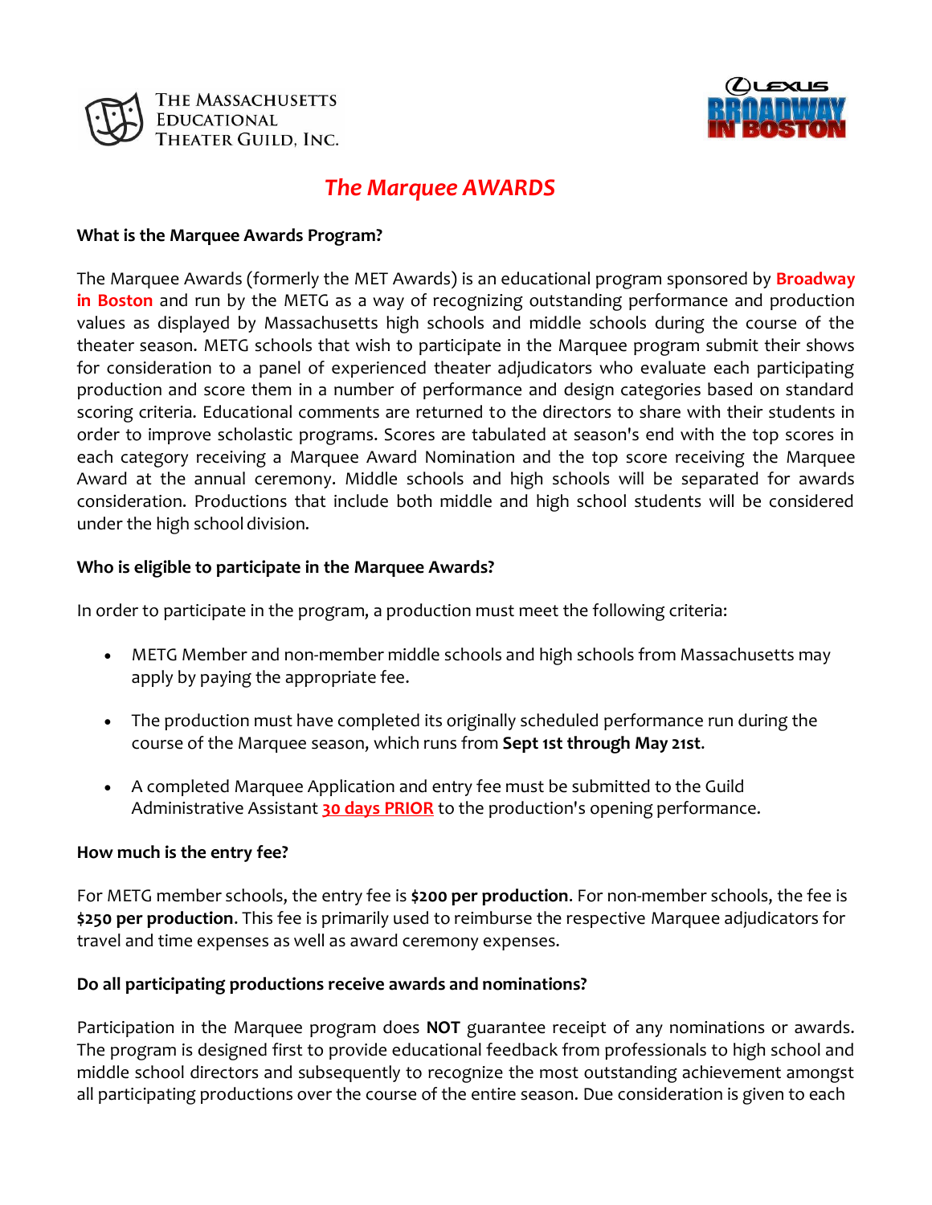THE MASSACHUSETTS EDUCATIONAL THEATER GUILD, INC.

LEXUS BROADWAY IN BOSTON

# *The Marquee AWARDS*

**What is the Marquee Awards Program?**

The Marquee Awards (formerly the MET Awards) is an educational program sponsored by **Broadway in Boston** and run by the METG as a way of recognizing outstanding performance and production values as displayed by Massachusetts high schools and middle schools during the course of the theater season. METG schools that wish to participate in the Marquee program submit their shows for consideration to a panel of experienced theater adjudicators who evaluate each participating production and score them in a number of performance and design categories based on standard scoring criteria. Educational comments are returned to the directors to share with their students in order to improve scholastic programs. Scores are tabulated at season's end with the top scores in each category receiving a Marquee Award Nomination and the top score receiving the Marquee Award at the annual ceremony. Middle schools and high schools will be separated for awards consideration. Productions that include both middle and high school students will be considered under the high school division.

**Who is eligible to participate in the Marquee Awards?**

In order to participate in the program, a production must meet the following criteria:

- METG Member and non-member middle schools and high schools from Massachusetts may apply by paying the appropriate fee.
- The production must have completed its originally scheduled performance run during the course of the Marquee season, which runs from **Sept 1st through May 21st**.
- A completed Marquee Application and entry fee must be submitted to the Guild Administrative Assistant **30 days PRIOR** to the production's opening performance.

**How much is the entry fee?**

For METG member schools, the entry fee is **$200 per production**. For non-member schools, the fee is **$250 per production**. This fee is primarily used to reimburse the respective Marquee adjudicators for travel and time expenses as well as award ceremony expenses.

**Do all participating productions receive awards and nominations?**

Participation in the Marquee program does **NOT** guarantee receipt of any nominations or awards. The program is designed first to provide educational feedback from professionals to high school and middle school directors and subsequently to recognize the most outstanding achievement amongst all participating productions over the course of the entire season. Due consideration is given to each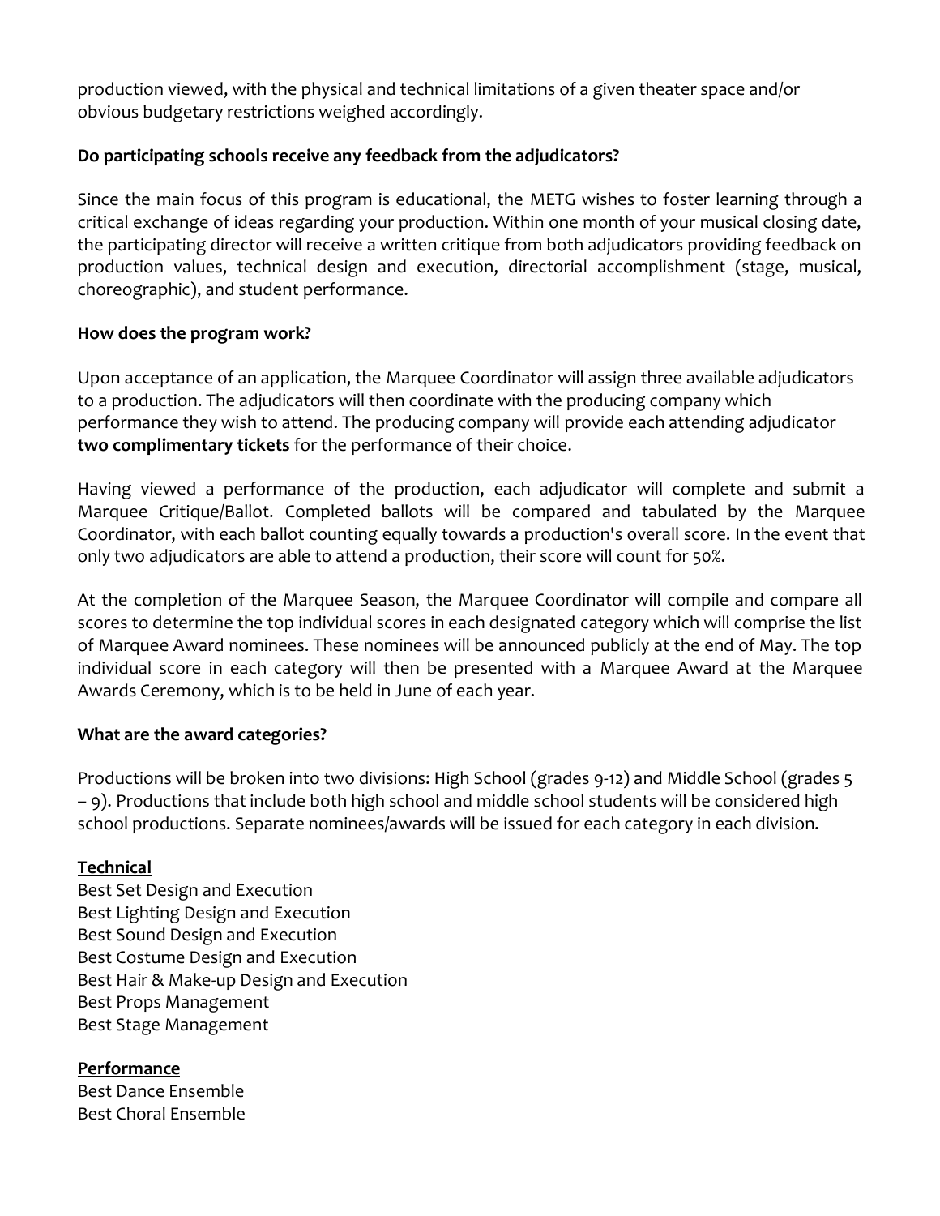production viewed, with the physical and technical limitations of a given theater space and/or obvious budgetary restrictions weighed accordingly.

**Do participating schools receive any feedback from the adjudicators?**

Since the main focus of this program is educational, the METG wishes to foster learning through a critical exchange of ideas regarding your production. Within one month of your musical closing date, the participating director will receive a written critique from both adjudicators providing feedback on production values, technical design and execution, directorial accomplishment (stage, musical, choreographic), and student performance.

**How does the program work?**

Upon acceptance of an application, the Marquee Coordinator will assign three available adjudicators to a production. The adjudicators will then coordinate with the producing company which performance they wish to attend. The producing company will provide each attending adjudicator **two complimentary tickets** for the performance of their choice.

Having viewed a performance of the production, each adjudicator will complete and submit a Marquee Critique/Ballot. Completed ballots will be compared and tabulated by the Marquee Coordinator, with each ballot counting equally towards a production's overall score. In the event that only two adjudicators are able to attend a production, their score will count for 50%.

At the completion of the Marquee Season, the Marquee Coordinator will compile and compare all scores to determine the top individual scores in each designated category which will comprise the list of Marquee Award nominees. These nominees will be announced publicly at the end of May. The top individual score in each category will then be presented with a Marquee Award at the Marquee Awards Ceremony, which is to be held in June of each year.

**What are the award categories?**

Productions will be broken into two divisions: High School (grades 9-12) and Middle School (grades 5 – 9). Productions that include both high school and middle school students will be considered high school productions. Separate nominees/awards will be issued for each category in each division.

**Technical**

Best Set Design and Execution
Best Lighting Design and Execution
Best Sound Design and Execution
Best Costume Design and Execution
Best Hair & Make-up Design and Execution
Best Props Management
Best Stage Management

**Performance**

Best Dance Ensemble
Best Choral Ensemble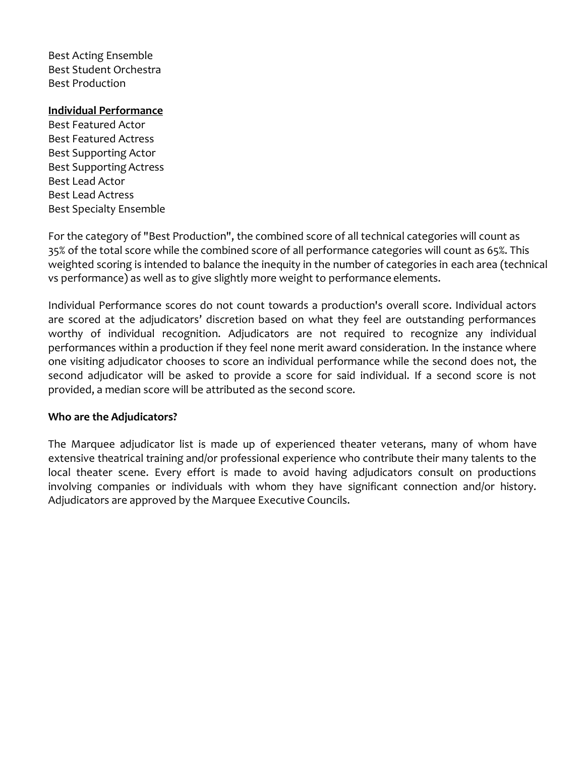Best Acting Ensemble
Best Student Orchestra
Best Production

**Individual Performance**

Best Featured Actor
Best Featured Actress
Best Supporting Actor
Best Supporting Actress
Best Lead Actor
Best Lead Actress
Best Specialty Ensemble

For the category of "Best Production", the combined score of all technical categories will count as 35% of the total score while the combined score of all performance categories will count as 65%. This weighted scoring is intended to balance the inequity in the number of categories in each area (technical vs performance) as well as to give slightly more weight to performance elements.

Individual Performance scores do not count towards a production's overall score. Individual actors are scored at the adjudicators' discretion based on what they feel are outstanding performances worthy of individual recognition. Adjudicators are not required to recognize any individual performances within a production if they feel none merit award consideration. In the instance where one visiting adjudicator chooses to score an individual performance while the second does not, the second adjudicator will be asked to provide a score for said individual. If a second score is not provided, a median score will be attributed as the second score.

**Who are the Adjudicators?**

The Marquee adjudicator list is made up of experienced theater veterans, many of whom have extensive theatrical training and/or professional experience who contribute their many talents to the local theater scene. Every effort is made to avoid having adjudicators consult on productions involving companies or individuals with whom they have significant connection and/or history. Adjudicators are approved by the Marquee Executive Councils.